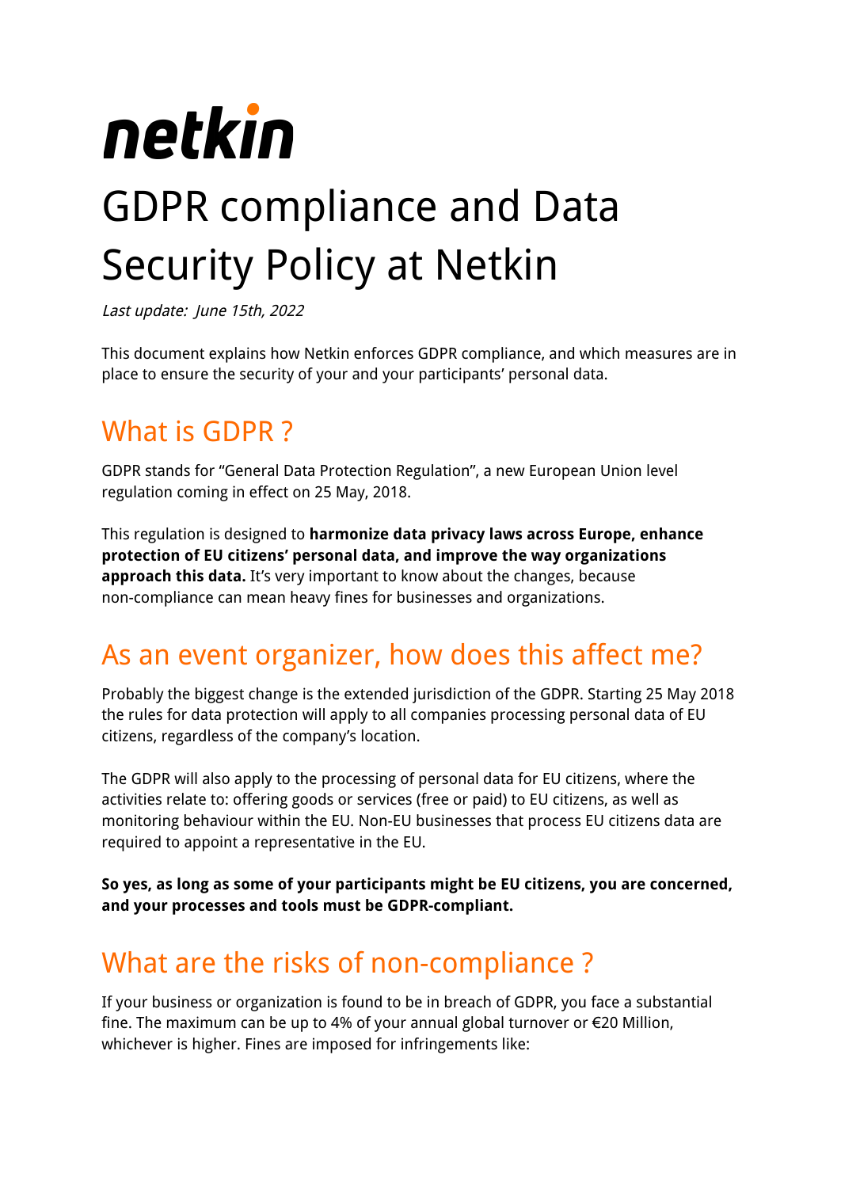netkin

# GDPR compliance and Data Security Policy at Netkin

*Last update: June 15th, 2022*

This document explains how Netkin enforces GDPR compliance, and which measures are in place to ensure the security of your and your participants' personal data.

## What is GDPR ?

GDPR stands for "General Data Protection Regulation", a new European Union level regulation coming in effect on 25 May, 2018.

This regulation is designed to **harmonize data privacy laws across Europe, enhance protection of EU citizens' personal data, and improve the way organizations approach this data.** It's very important to know about the changes, because non-compliance can mean heavy fines for businesses and organizations.

## As an event organizer, how does this affect me?

Probably the biggest change is the extended jurisdiction of the GDPR. Starting 25 May 2018 the rules for data protection will apply to all companies processing personal data of EU citizens, regardless of the company's location.

The GDPR will also apply to the processing of personal data for EU citizens, where the activities relate to: offering goods or services (free or paid) to EU citizens, as well as monitoring behaviour within the EU. Non-EU businesses that process EU citizens data are required to appoint a representative in the EU.

**So yes, as long as some of your participants might be EU citizens, you are concerned, and your processes and tools must be GDPR-compliant.**

## What are the risks of non-compliance ?

If your business or organization is found to be in breach of GDPR, you face a substantial fine. The maximum can be up to 4% of your annual global turnover or €20 Million, whichever is higher. Fines are imposed for infringements like: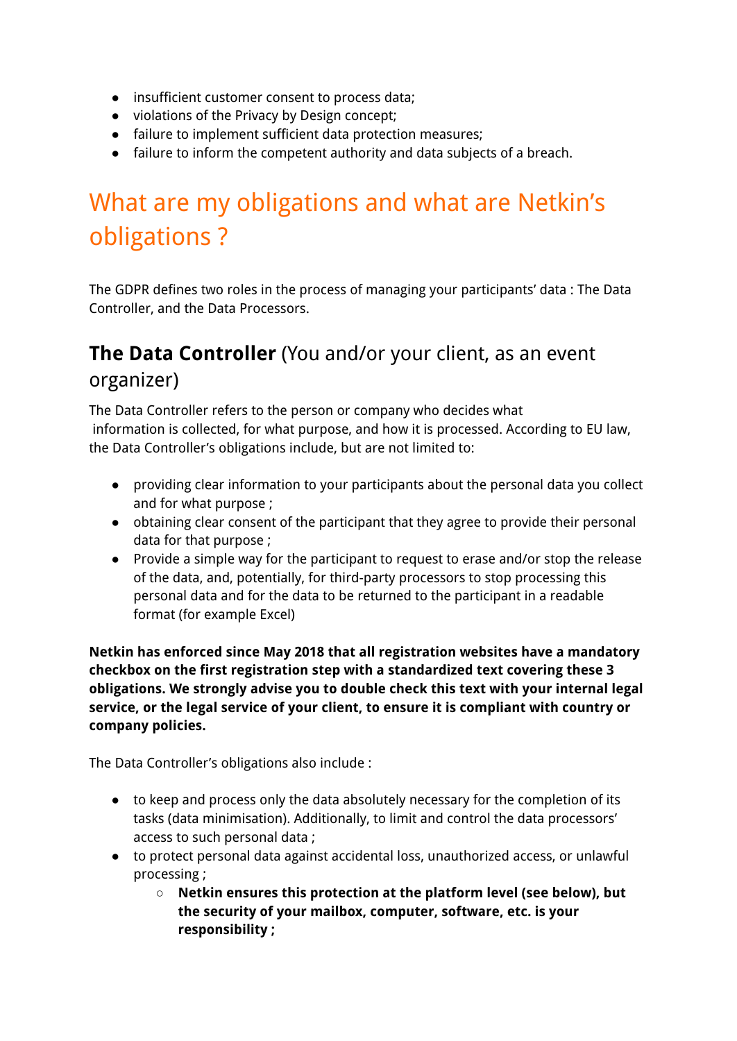- insufficient customer consent to process data;
- violations of the Privacy by Design concept;
- failure to implement sufficient data protection measures;
- failure to inform the competent authority and data subjects of a breach.

# What are my obligations and what are Netkin's obligations ?

The GDPR defines two roles in the process of managing your participants' data : The Data Controller, and the Data Processors.

## **The Data Controller** (You and/or your client, as an event organizer)

The Data Controller refers to the person or company who decides what information is collected, for what purpose, and how it is processed. According to EU law, the Data Controller's obligations include, but are not limited to:

- providing clear information to your participants about the personal data you collect and for what purpose ;
- obtaining clear consent of the participant that they agree to provide their personal data for that purpose ;
- Provide a simple way for the participant to request to erase and/or stop the release of the data, and, potentially, for third-party processors to stop processing this personal data and for the data to be returned to the participant in a readable format (for example Excel)

**Netkin has enforced since May 2018 that all registration websites have a mandatory checkbox on the first registration step with a standardized text covering these 3 obligations. We strongly advise you to double check this text with your internal legal service, or the legal service of your client, to ensure it is compliant with country or company policies.**

The Data Controller's obligations also include :

- to keep and process only the data absolutely necessary for the completion of its tasks (data minimisation). Additionally, to limit and control the data processors' access to such personal data ;
- to protect personal data against accidental loss, unauthorized access, or unlawful processing ;
  - **Netkin ensures this protection at the platform level (see below), but the security of your mailbox, computer, software, etc. is your responsibility ;**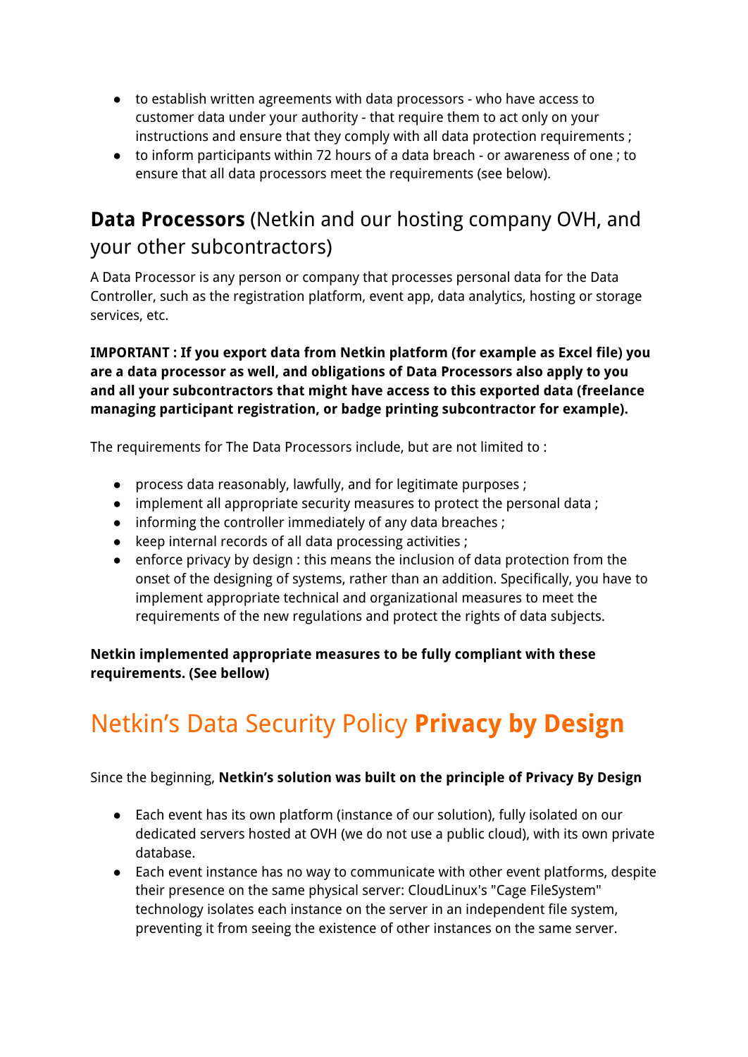- to establish written agreements with data processors - who have access to customer data under your authority - that require them to act only on your instructions and ensure that they comply with all data protection requirements ;
- to inform participants within 72 hours of a data breach - or awareness of one ; to ensure that all data processors meet the requirements (see below).

## **Data Processors** (Netkin and our hosting company OVH, and your other subcontractors)

A Data Processor is any person or company that processes personal data for the Data Controller, such as the registration platform, event app, data analytics, hosting or storage services, etc.

**IMPORTANT : If you export data from Netkin platform (for example as Excel file) you are a data processor as well, and obligations of Data Processors also apply to you and all your subcontractors that might have access to this exported data (freelance managing participant registration, or badge printing subcontractor for example).**

The requirements for The Data Processors include, but are not limited to :

- process data reasonably, lawfully, and for legitimate purposes ;
- implement all appropriate security measures to protect the personal data ;
- informing the controller immediately of any data breaches ;
- keep internal records of all data processing activities ;
- enforce privacy by design : this means the inclusion of data protection from the onset of the designing of systems, rather than an addition. Specifically, you have to implement appropriate technical and organizational measures to meet the requirements of the new regulations and protect the rights of data subjects.

**Netkin implemented appropriate measures to be fully compliant with these requirements. (See bellow)**

# Netkin's Data Security Policy **Privacy by Design**

Since the beginning, **Netkin's solution was built on the principle of Privacy By Design**

- Each event has its own platform (instance of our solution), fully isolated on our dedicated servers hosted at OVH (we do not use a public cloud), with its own private database.
- Each event instance has no way to communicate with other event platforms, despite their presence on the same physical server: CloudLinux's "Cage FileSystem" technology isolates each instance on the server in an independent file system, preventing it from seeing the existence of other instances on the same server.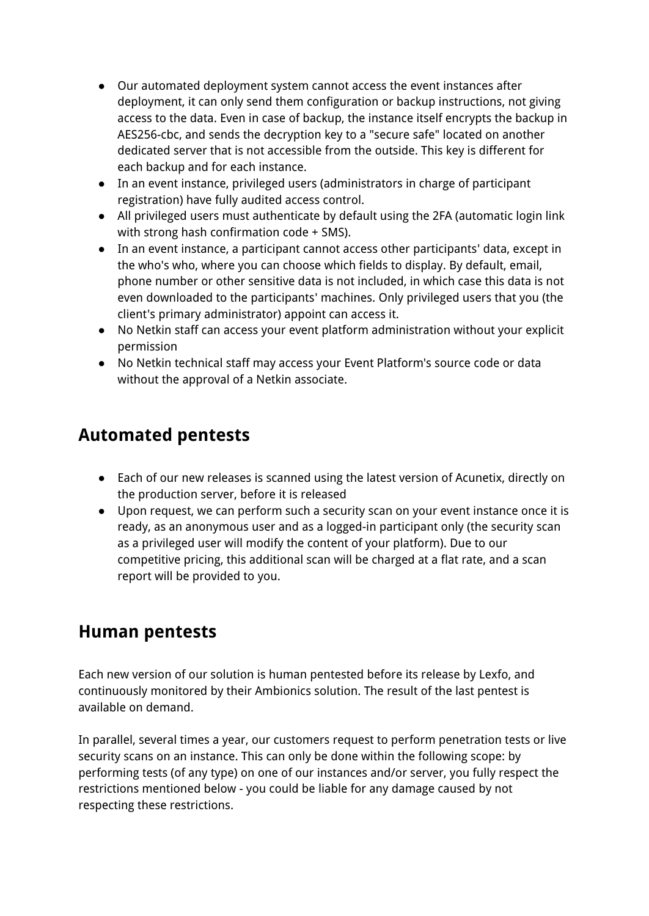- Our automated deployment system cannot access the event instances after deployment, it can only send them configuration or backup instructions, not giving access to the data. Even in case of backup, the instance itself encrypts the backup in AES256-cbc, and sends the decryption key to a "secure safe" located on another dedicated server that is not accessible from the outside. This key is different for each backup and for each instance.
- In an event instance, privileged users (administrators in charge of participant registration) have fully audited access control.
- All privileged users must authenticate by default using the 2FA (automatic login link with strong hash confirmation code + SMS).
- In an event instance, a participant cannot access other participants' data, except in the who's who, where you can choose which fields to display. By default, email, phone number or other sensitive data is not included, in which case this data is not even downloaded to the participants' machines. Only privileged users that you (the client's primary administrator) appoint can access it.
- No Netkin staff can access your event platform administration without your explicit permission
- No Netkin technical staff may access your Event Platform's source code or data without the approval of a Netkin associate.

## Automated pentests

- Each of our new releases is scanned using the latest version of Acunetix, directly on the production server, before it is released
- Upon request, we can perform such a security scan on your event instance once it is ready, as an anonymous user and as a logged-in participant only (the security scan as a privileged user will modify the content of your platform). Due to our competitive pricing, this additional scan will be charged at a flat rate, and a scan report will be provided to you.

## Human pentests

Each new version of our solution is human pentested before its release by Lexfo, and continuously monitored by their Ambionics solution. The result of the last pentest is available on demand.

In parallel, several times a year, our customers request to perform penetration tests or live security scans on an instance. This can only be done within the following scope: by performing tests (of any type) on one of our instances and/or server, you fully respect the restrictions mentioned below - you could be liable for any damage caused by not respecting these restrictions.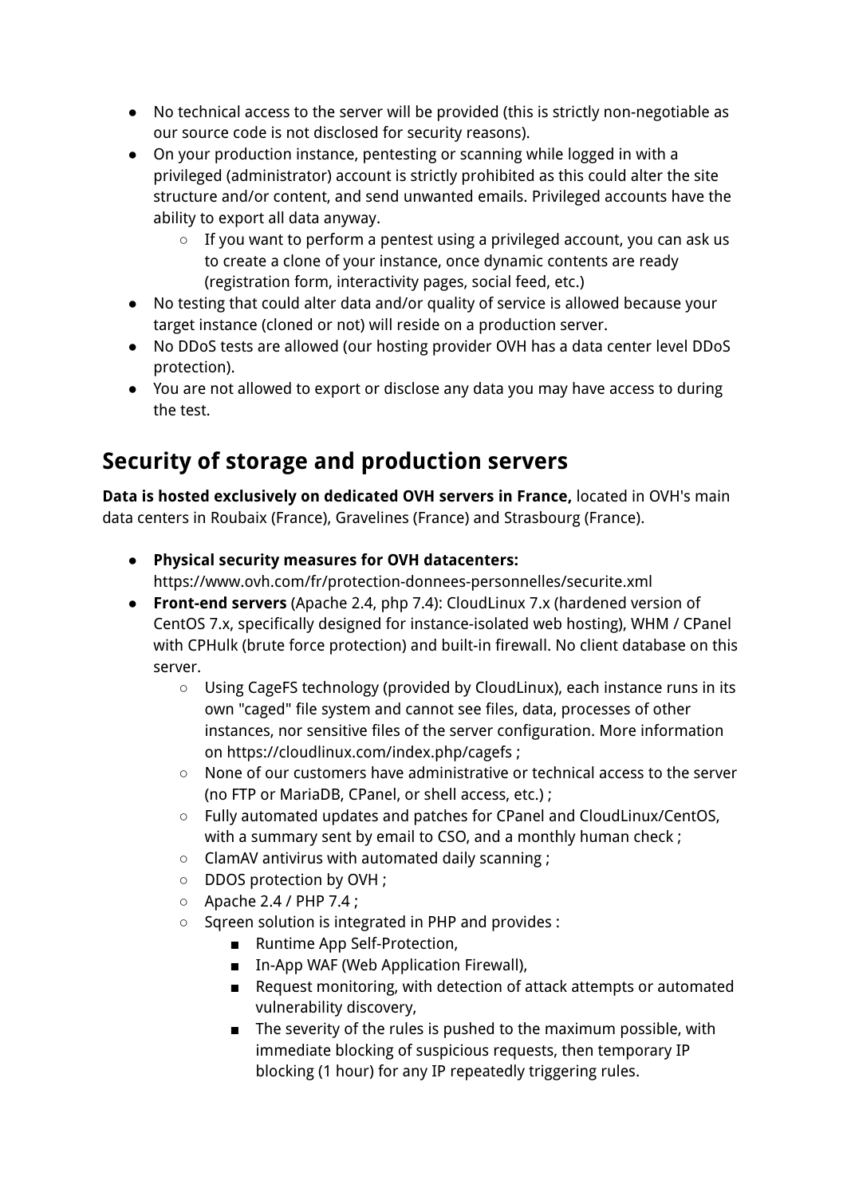- No technical access to the server will be provided (this is strictly non-negotiable as our source code is not disclosed for security reasons).
- On your production instance, pentesting or scanning while logged in with a privileged (administrator) account is strictly prohibited as this could alter the site structure and/or content, and send unwanted emails. Privileged accounts have the ability to export all data anyway.
  - If you want to perform a pentest using a privileged account, you can ask us to create a clone of your instance, once dynamic contents are ready (registration form, interactivity pages, social feed, etc.)
- No testing that could alter data and/or quality of service is allowed because your target instance (cloned or not) will reside on a production server.
- No DDoS tests are allowed (our hosting provider OVH has a data center level DDoS protection).
- You are not allowed to export or disclose any data you may have access to during the test.

## Security of storage and production servers

**Data is hosted exclusively on dedicated OVH servers in France,** located in OVH's main data centers in Roubaix (France), Gravelines (France) and Strasbourg (France).

- **Physical security measures for OVH datacenters:** https://www.ovh.com/fr/protection-donnees-personnelles/securite.xml
- **Front-end servers** (Apache 2.4, php 7.4): CloudLinux 7.x (hardened version of CentOS 7.x, specifically designed for instance-isolated web hosting), WHM / CPanel with CPHulk (brute force protection) and built-in firewall. No client database on this server.
  - Using CageFS technology (provided by CloudLinux), each instance runs in its own "caged" file system and cannot see files, data, processes of other instances, nor sensitive files of the server configuration. More information on https://cloudlinux.com/index.php/cagefs ;
  - None of our customers have administrative or technical access to the server (no FTP or MariaDB, CPanel, or shell access, etc.) ;
  - Fully automated updates and patches for CPanel and CloudLinux/CentOS, with a summary sent by email to CSO, and a monthly human check ;
  - ClamAV antivirus with automated daily scanning ;
  - DDOS protection by OVH ;
  - Apache 2.4 / PHP 7.4 ;
  - Sqreen solution is integrated in PHP and provides :
    - Runtime App Self-Protection,
    - In-App WAF (Web Application Firewall),
    - Request monitoring, with detection of attack attempts or automated vulnerability discovery,
    - The severity of the rules is pushed to the maximum possible, with immediate blocking of suspicious requests, then temporary IP blocking (1 hour) for any IP repeatedly triggering rules.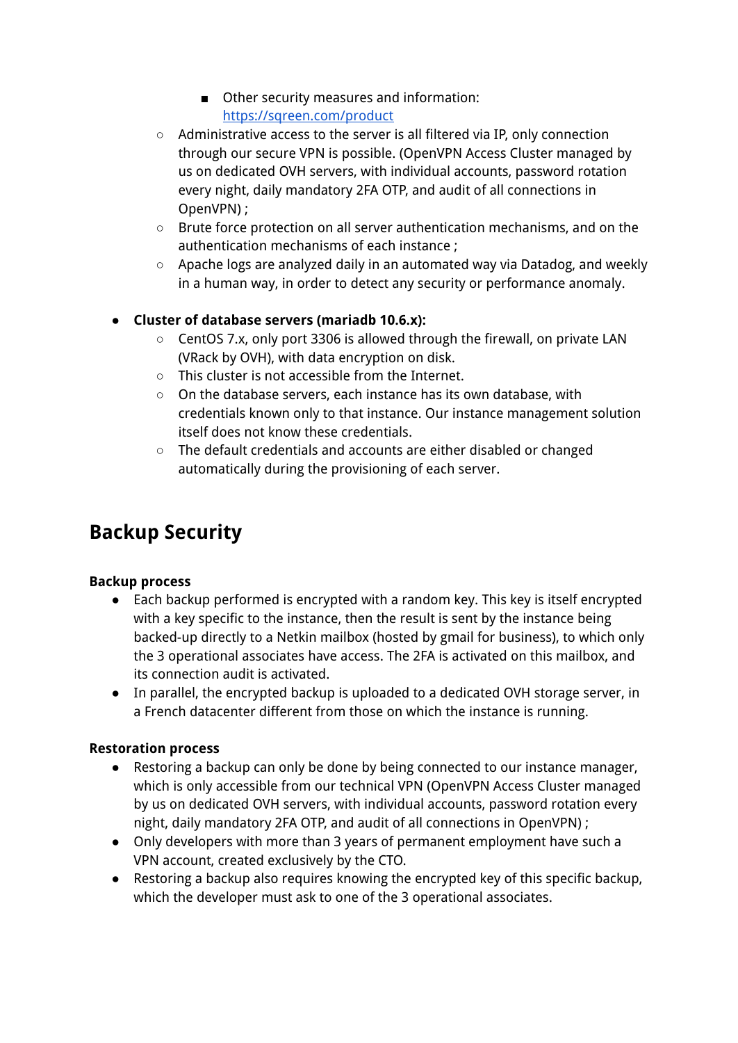- Other security measures and information: [https://sqreen.com/product](https://sqreen.com/product)
    - Administrative access to the server is all filtered via IP, only connection through our secure VPN is possible. (OpenVPN Access Cluster managed by us on dedicated OVH servers, with individual accounts, password rotation every night, daily mandatory 2FA OTP, and audit of all connections in OpenVPN) ;
    - Brute force protection on all server authentication mechanisms, and on the authentication mechanisms of each instance ;
    - Apache logs are analyzed daily in an automated way via Datadog, and weekly in a human way, in order to detect any security or performance anomaly.

- **Cluster of database servers (mariadb 10.6.x):**
    - CentOS 7.x, only port 3306 is allowed through the firewall, on private LAN (VRack by OVH), with data encryption on disk.
    - This cluster is not accessible from the Internet.
    - On the database servers, each instance has its own database, with credentials known only to that instance. Our instance management solution itself does not know these credentials.
    - The default credentials and accounts are either disabled or changed automatically during the provisioning of each server.

## Backup Security

**Backup process**

- Each backup performed is encrypted with a random key. This key is itself encrypted with a key specific to the instance, then the result is sent by the instance being backed-up directly to a Netkin mailbox (hosted by gmail for business), to which only the 3 operational associates have access. The 2FA is activated on this mailbox, and its connection audit is activated.
- In parallel, the encrypted backup is uploaded to a dedicated OVH storage server, in a French datacenter different from those on which the instance is running.

**Restoration process**

- Restoring a backup can only be done by being connected to our instance manager, which is only accessible from our technical VPN (OpenVPN Access Cluster managed by us on dedicated OVH servers, with individual accounts, password rotation every night, daily mandatory 2FA OTP, and audit of all connections in OpenVPN) ;
- Only developers with more than 3 years of permanent employment have such a VPN account, created exclusively by the CTO.
- Restoring a backup also requires knowing the encrypted key of this specific backup, which the developer must ask to one of the 3 operational associates.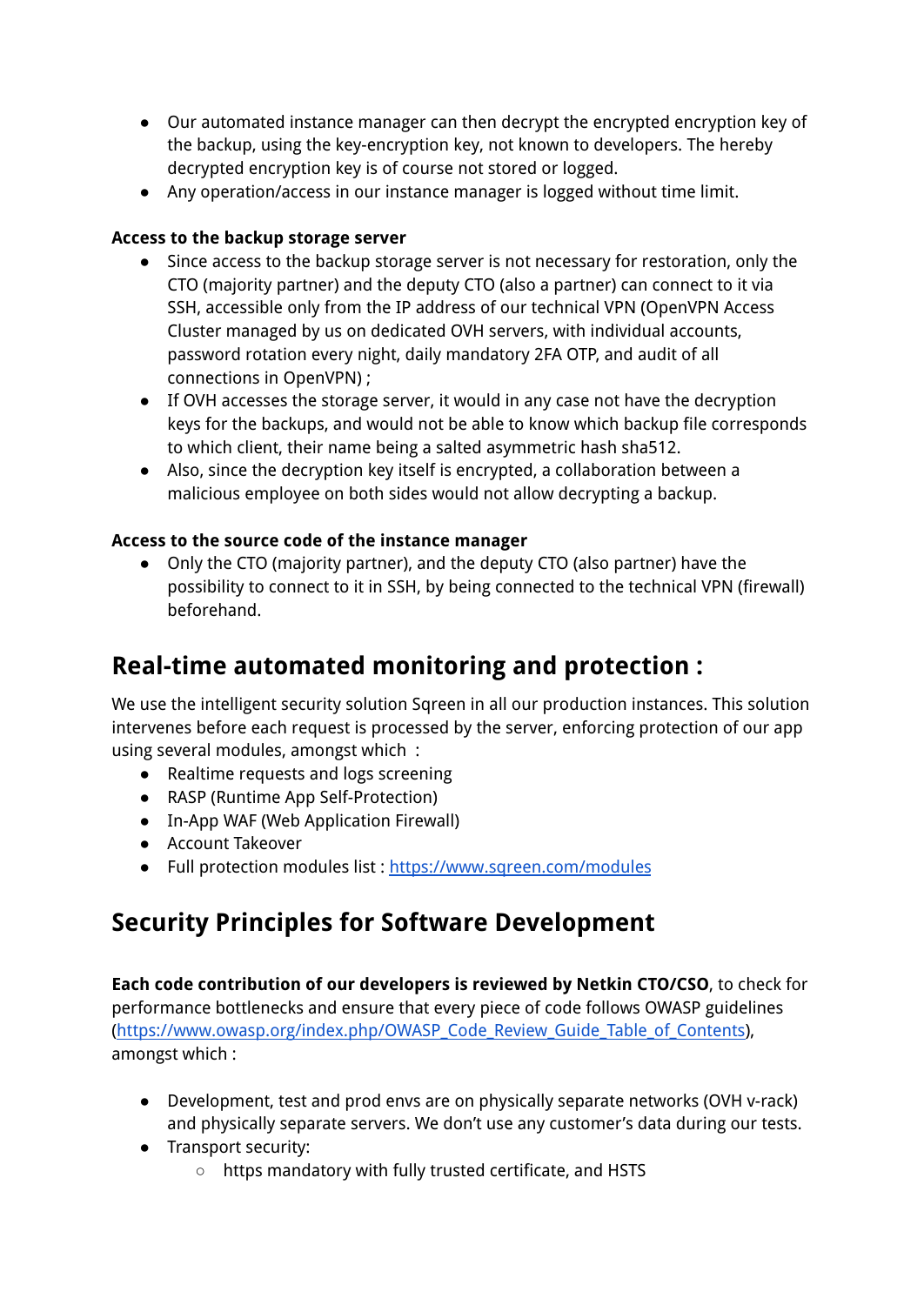- Our automated instance manager can then decrypt the encrypted encryption key of the backup, using the key-encryption key, not known to developers. The hereby decrypted encryption key is of course not stored or logged.
- Any operation/access in our instance manager is logged without time limit.

**Access to the backup storage server**

- Since access to the backup storage server is not necessary for restoration, only the CTO (majority partner) and the deputy CTO (also a partner) can connect to it via SSH, accessible only from the IP address of our technical VPN (OpenVPN Access Cluster managed by us on dedicated OVH servers, with individual accounts, password rotation every night, daily mandatory 2FA OTP, and audit of all connections in OpenVPN) ;
- If OVH accesses the storage server, it would in any case not have the decryption keys for the backups, and would not be able to know which backup file corresponds to which client, their name being a salted asymmetric hash sha512.
- Also, since the decryption key itself is encrypted, a collaboration between a malicious employee on both sides would not allow decrypting a backup.

**Access to the source code of the instance manager**

- Only the CTO (majority partner), and the deputy CTO (also partner) have the possibility to connect to it in SSH, by being connected to the technical VPN (firewall) beforehand.

## Real-time automated monitoring and protection :

We use the intelligent security solution Sqreen in all our production instances. This solution intervenes before each request is processed by the server, enforcing protection of our app using several modules, amongst which :

- Realtime requests and logs screening
- RASP (Runtime App Self-Protection)
- In-App WAF (Web Application Firewall)
- Account Takeover
- Full protection modules list : [https://www.sqreen.com/modules](https://www.sqreen.com/modules)

## Security Principles for Software Development

**Each code contribution of our developers is reviewed by Netkin CTO/CSO**, to check for performance bottlenecks and ensure that every piece of code follows OWASP guidelines ([https://www.owasp.org/index.php/OWASP_Code_Review_Guide_Table_of_Contents](https://www.owasp.org/index.php/OWASP_Code_Review_Guide_Table_of_Contents)), amongst which :

- Development, test and prod envs are on physically separate networks (OVH v-rack) and physically separate servers. We don't use any customer's data during our tests.
- Transport security:
    - https mandatory with fully trusted certificate, and HSTS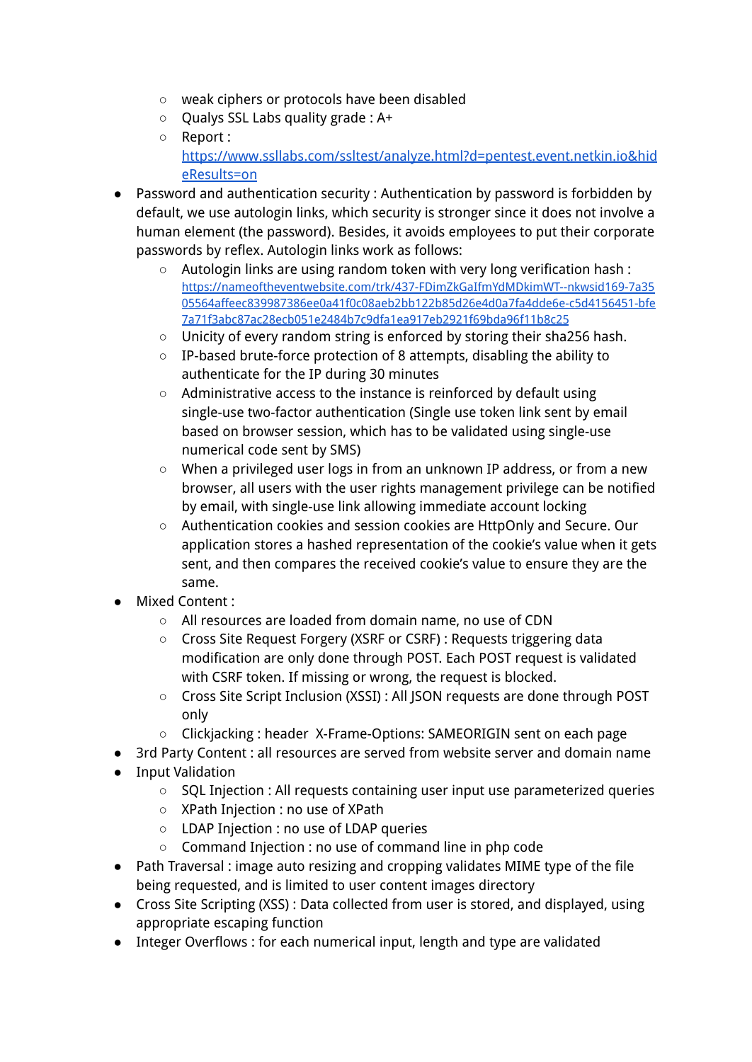- weak ciphers or protocols have been disabled
    - Qualys SSL Labs quality grade : A+
    - Report : [https://www.ssllabs.com/ssltest/analyze.html?d=pentest.event.netkin.io&hideResults=on](https://www.ssllabs.com/ssltest/analyze.html?d=pentest.event.netkin.io&hideResults=on)
- Password and authentication security : Authentication by password is forbidden by default, we use autologin links, which security is stronger since it does not involve a human element (the password). Besides, it avoids employees to put their corporate passwords by reflex. Autologin links work as follows:
    - Autologin links are using random token with very long verification hash : [https://nameoftheventwebsite.com/trk/437-FDimZkGaIfmYdMDkimWT--nkwsid169-7a3505564affeec839987386ee0a41f0c08aeb2bb122b85d26e4d0a7fa4dde6e-c5d4156451-bfe7a71f3abc87ac28ecb051e2484b7c9dfa1ea917eb2921f69bda96f11b8c25](https://nameoftheventwebsite.com/trk/437-FDimZkGaIfmYdMDkimWT--nkwsid169-7a3505564affeec839987386ee0a41f0c08aeb2bb122b85d26e4d0a7fa4dde6e-c5d4156451-bfe7a71f3abc87ac28ecb051e2484b7c9dfa1ea917eb2921f69bda96f11b8c25)
    - Unicity of every random string is enforced by storing their sha256 hash.
    - IP-based brute-force protection of 8 attempts, disabling the ability to authenticate for the IP during 30 minutes
    - Administrative access to the instance is reinforced by default using single-use two-factor authentication (Single use token link sent by email based on browser session, which has to be validated using single-use numerical code sent by SMS)
    - When a privileged user logs in from an unknown IP address, or from a new browser, all users with the user rights management privilege can be notified by email, with single-use link allowing immediate account locking
    - Authentication cookies and session cookies are HttpOnly and Secure. Our application stores a hashed representation of the cookie's value when it gets sent, and then compares the received cookie's value to ensure they are the same.
- Mixed Content :
    - All resources are loaded from domain name, no use of CDN
    - Cross Site Request Forgery (XSRF or CSRF) : Requests triggering data modification are only done through POST. Each POST request is validated with CSRF token. If missing or wrong, the request is blocked.
    - Cross Site Script Inclusion (XSSI) : All JSON requests are done through POST only
    - Clickjacking : header X-Frame-Options: SAMEORIGIN sent on each page
- 3rd Party Content : all resources are served from website server and domain name
- Input Validation
    - SQL Injection : All requests containing user input use parameterized queries
    - XPath Injection : no use of XPath
    - LDAP Injection : no use of LDAP queries
    - Command Injection : no use of command line in php code
- Path Traversal : image auto resizing and cropping validates MIME type of the file being requested, and is limited to user content images directory
- Cross Site Scripting (XSS) : Data collected from user is stored, and displayed, using appropriate escaping function
- Integer Overflows : for each numerical input, length and type are validated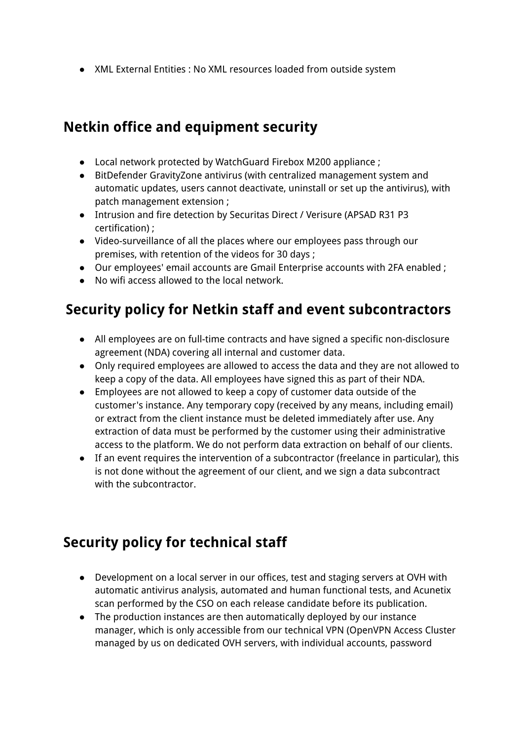- XML External Entities : No XML resources loaded from outside system

## Netkin office and equipment security

- Local network protected by WatchGuard Firebox M200 appliance ;
- BitDefender GravityZone antivirus (with centralized management system and automatic updates, users cannot deactivate, uninstall or set up the antivirus), with patch management extension ;
- Intrusion and fire detection by Securitas Direct / Verisure (APSAD R31 P3 certification) ;
- Video-surveillance of all the places where our employees pass through our premises, with retention of the videos for 30 days ;
- Our employees' email accounts are Gmail Enterprise accounts with 2FA enabled ;
- No wifi access allowed to the local network.

## Security policy for Netkin staff and event subcontractors

- All employees are on full-time contracts and have signed a specific non-disclosure agreement (NDA) covering all internal and customer data.
- Only required employees are allowed to access the data and they are not allowed to keep a copy of the data. All employees have signed this as part of their NDA.
- Employees are not allowed to keep a copy of customer data outside of the customer's instance. Any temporary copy (received by any means, including email) or extract from the client instance must be deleted immediately after use. Any extraction of data must be performed by the customer using their administrative access to the platform. We do not perform data extraction on behalf of our clients.
- If an event requires the intervention of a subcontractor (freelance in particular), this is not done without the agreement of our client, and we sign a data subcontract with the subcontractor.

## Security policy for technical staff

- Development on a local server in our offices, test and staging servers at OVH with automatic antivirus analysis, automated and human functional tests, and Acunetix scan performed by the CSO on each release candidate before its publication.
- The production instances are then automatically deployed by our instance manager, which is only accessible from our technical VPN (OpenVPN Access Cluster managed by us on dedicated OVH servers, with individual accounts, password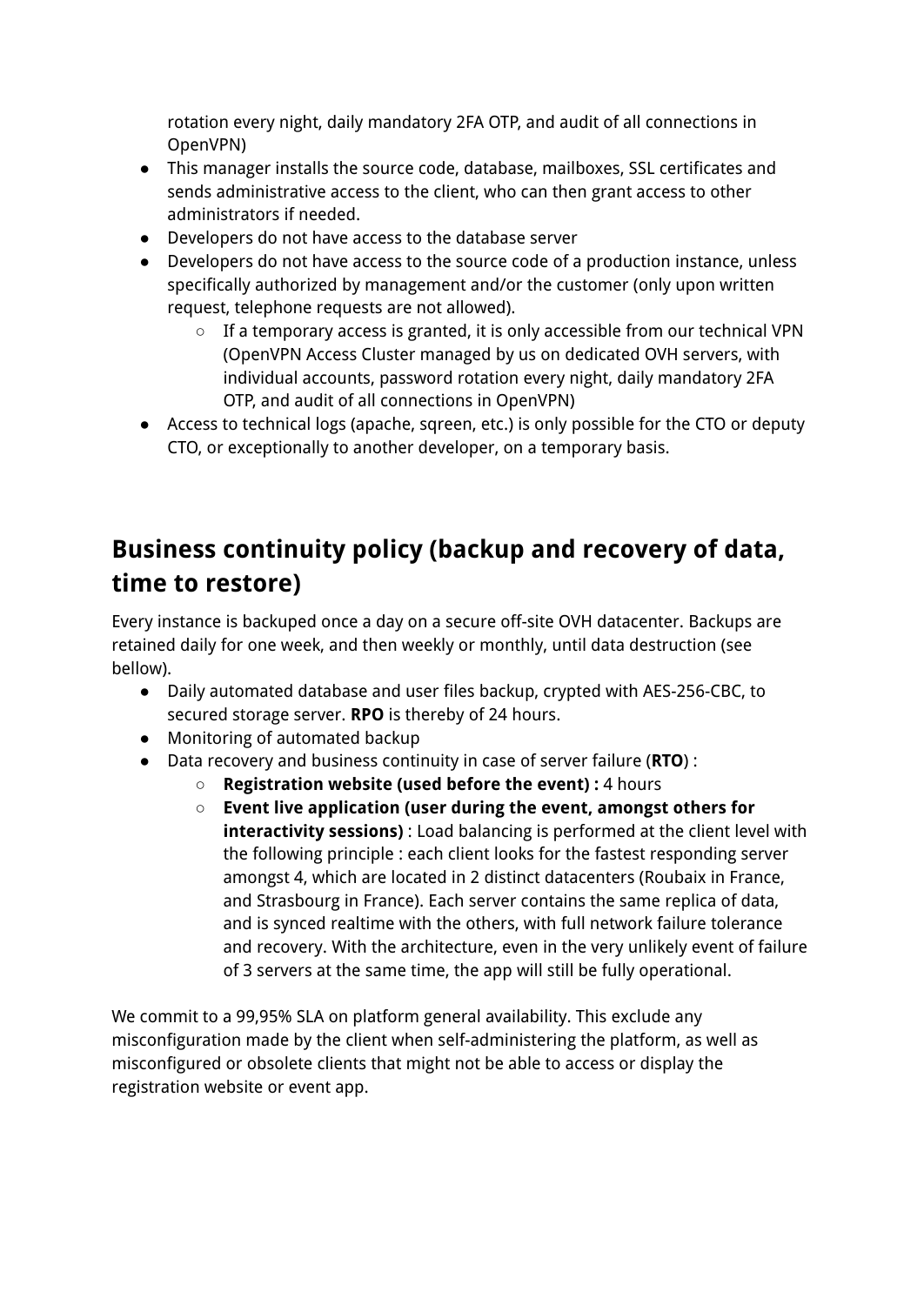rotation every night, daily mandatory 2FA OTP, and audit of all connections in OpenVPN)

- This manager installs the source code, database, mailboxes, SSL certificates and sends administrative access to the client, who can then grant access to other administrators if needed.
- Developers do not have access to the database server
- Developers do not have access to the source code of a production instance, unless specifically authorized by management and/or the customer (only upon written request, telephone requests are not allowed).
    - If a temporary access is granted, it is only accessible from our technical VPN (OpenVPN Access Cluster managed by us on dedicated OVH servers, with individual accounts, password rotation every night, daily mandatory 2FA OTP, and audit of all connections in OpenVPN)
- Access to technical logs (apache, sqreen, etc.) is only possible for the CTO or deputy CTO, or exceptionally to another developer, on a temporary basis.

## Business continuity policy (backup and recovery of data, time to restore)

Every instance is backuped once a day on a secure off-site OVH datacenter. Backups are retained daily for one week, and then weekly or monthly, until data destruction (see bellow).

- Daily automated database and user files backup, crypted with AES-256-CBC, to secured storage server. **RPO** is thereby of 24 hours.
- Monitoring of automated backup
- Data recovery and business continuity in case of server failure (**RTO**) :
    - **Registration website (used before the event) :** 4 hours
    - **Event live application (user during the event, amongst others for interactivity sessions)** : Load balancing is performed at the client level with the following principle : each client looks for the fastest responding server amongst 4, which are located in 2 distinct datacenters (Roubaix in France, and Strasbourg in France). Each server contains the same replica of data, and is synced realtime with the others, with full network failure tolerance and recovery. With the architecture, even in the very unlikely event of failure of 3 servers at the same time, the app will still be fully operational.

We commit to a 99,95% SLA on platform general availability. This exclude any misconfiguration made by the client when self-administering the platform, as well as misconfigured or obsolete clients that might not be able to access or display the registration website or event app.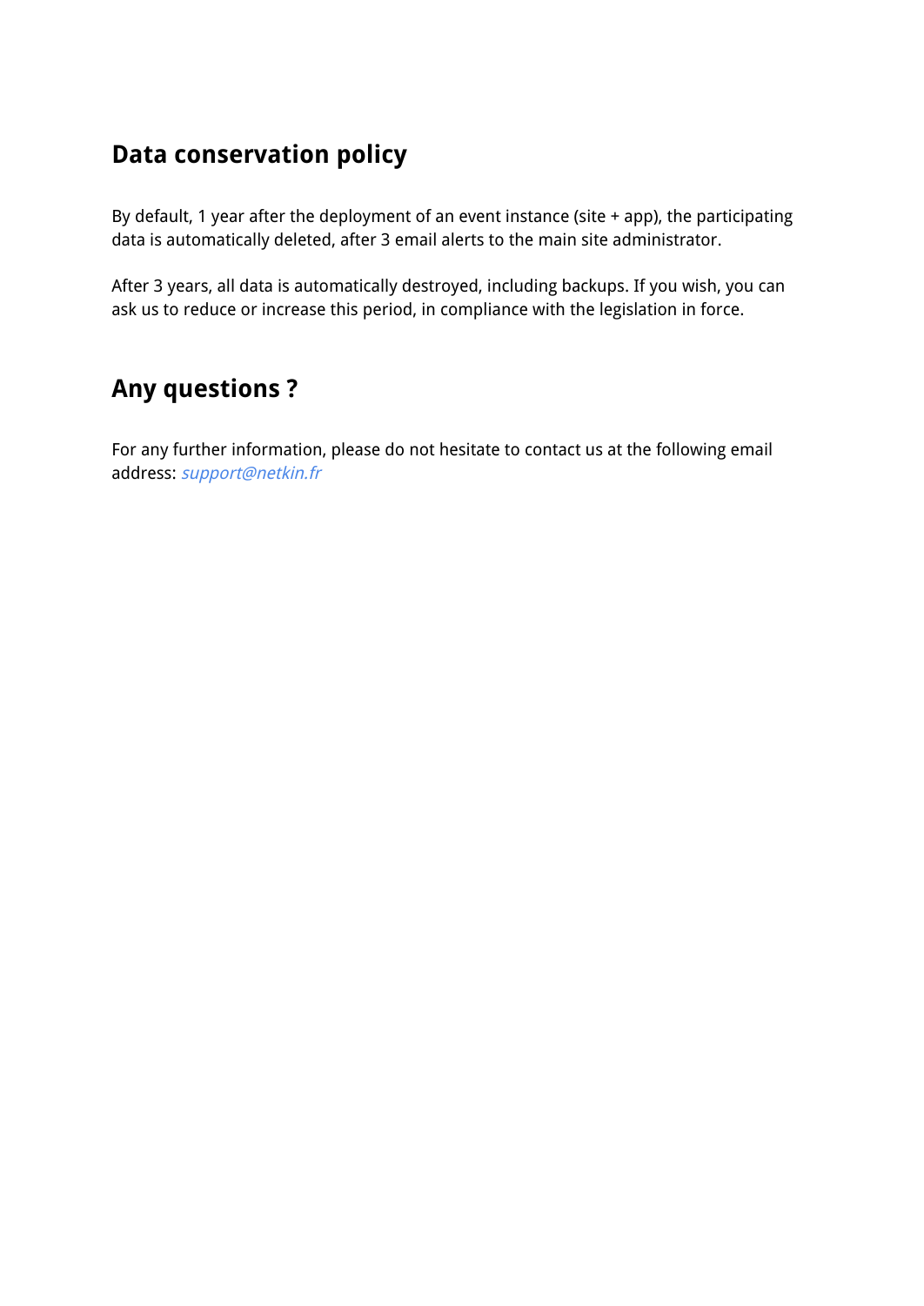## Data conservation policy

By default, 1 year after the deployment of an event instance (site + app), the participating data is automatically deleted, after 3 email alerts to the main site administrator.

After 3 years, all data is automatically destroyed, including backups. If you wish, you can ask us to reduce or increase this period, in compliance with the legislation in force.

## Any questions ?

For any further information, please do not hesitate to contact us at the following email address: *support@netkin.fr*